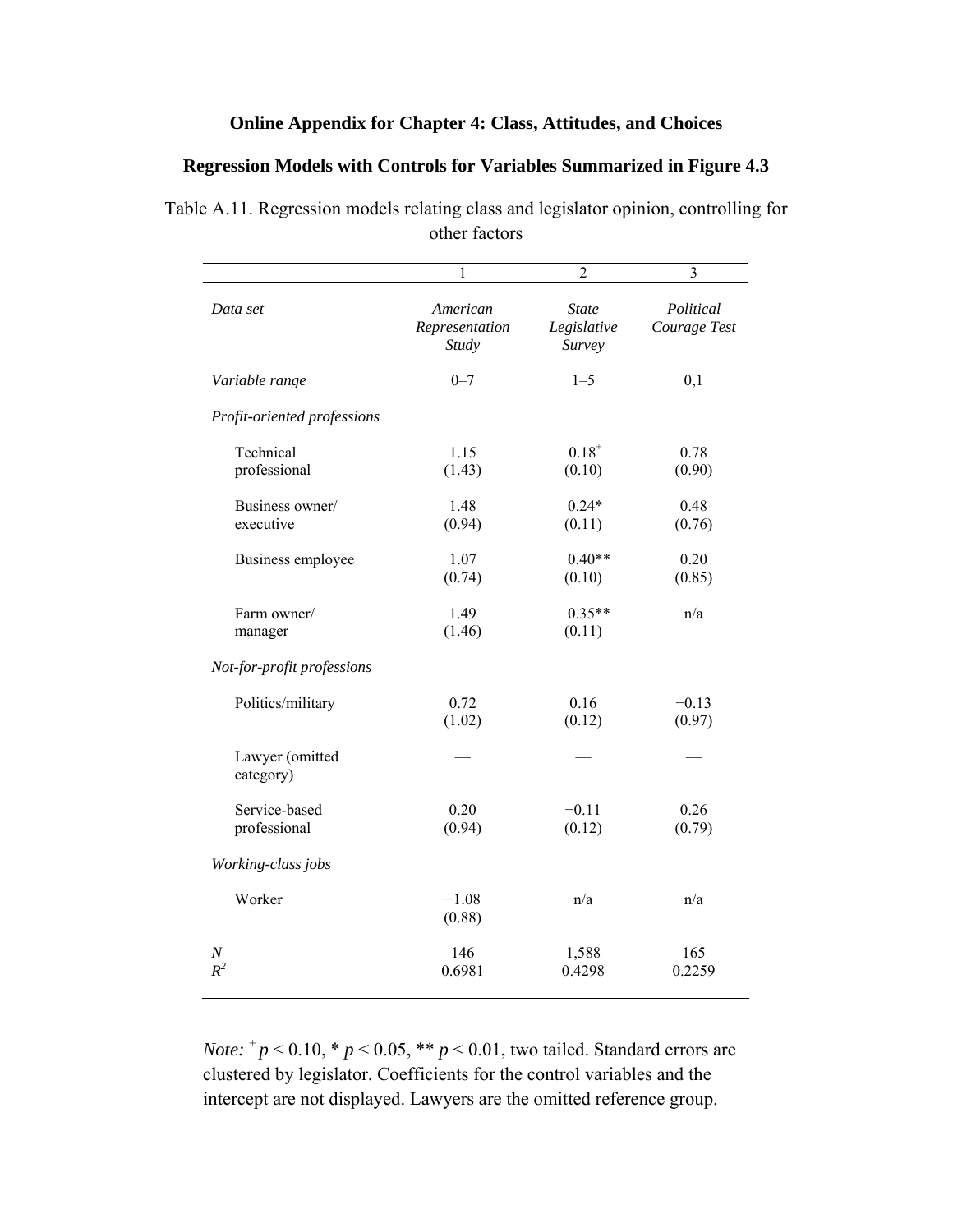**Online Appendix for Chapter 4: Class, Attitudes, and Choices**

**Regression Models with Controls for Variables Summarized in Figure 4.3**

Table A.11. Regression models relating class and legislator opinion, controlling for other factors

| | 1 | 2 | 3 |
|---|---|---|---|
| *Data set* | *American Representation Study* | *State Legislative Survey* | *Political Courage Test* |
| *Variable range* | 0–7 | 1–5 | 0,1 |
| *Profit-oriented professions* | | | |
| Technical professional | 1.15<br>(1.43) | $0.18^{+}$<br>(0.10) | 0.78<br>(0.90) |
| Business owner/ executive | 1.48<br>(0.94) | 0.24*<br>(0.11) | 0.48<br>(0.76) |
| Business employee | 1.07<br>(0.74) | 0.40**<br>(0.10) | 0.20<br>(0.85) |
| Farm owner/ manager | 1.49<br>(1.46) | 0.35**<br>(0.11) | n/a |
| *Not-for-profit professions* | | | |
| Politics/military | 0.72<br>(1.02) | 0.16<br>(0.12) | −0.13<br>(0.97) |
| Lawyer (omitted category) | — | — | — |
| Service-based professional | 0.20<br>(0.94) | −0.11<br>(0.12) | 0.26<br>(0.79) |
| *Working-class jobs* | | | |
| Worker | −1.08<br>(0.88) | n/a | n/a |
| *N* | 146 | 1,588 | 165 |
| $R^2$ | 0.6981 | 0.4298 | 0.2259 |

*Note:* $^{+}$ $p < 0.10$, * $p < 0.05$, ** $p < 0.01$, two tailed. Standard errors are clustered by legislator. Coefficients for the control variables and the intercept are not displayed. Lawyers are the omitted reference group.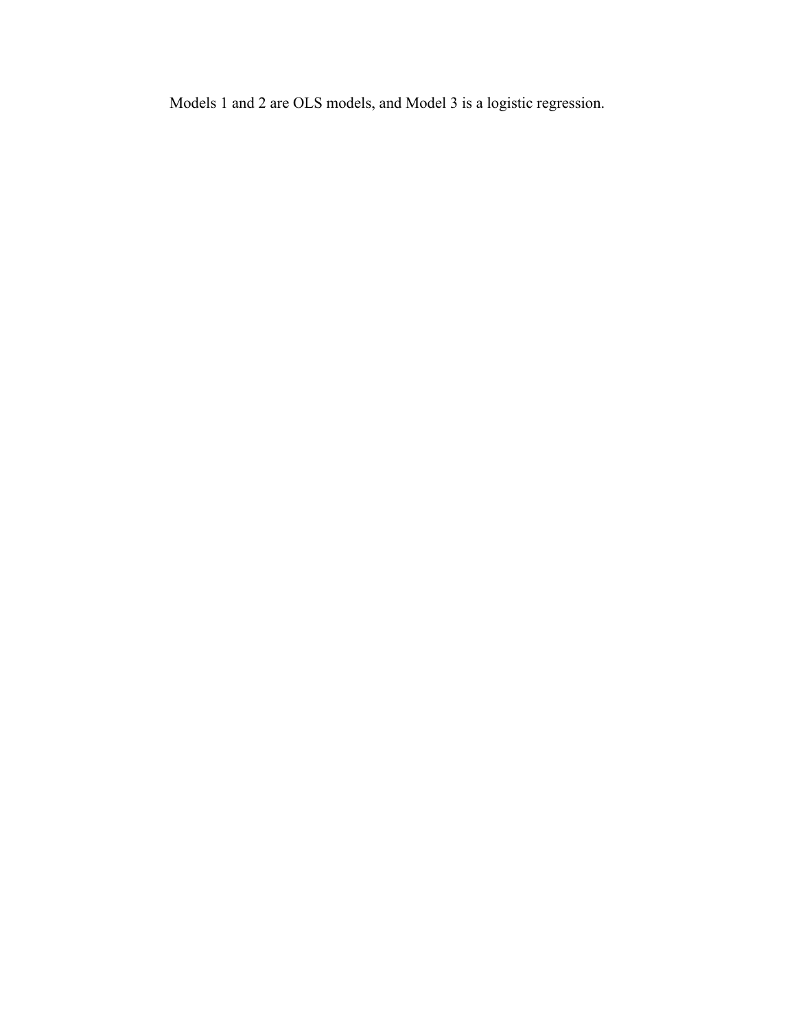Models 1 and 2 are OLS models, and Model 3 is a logistic regression.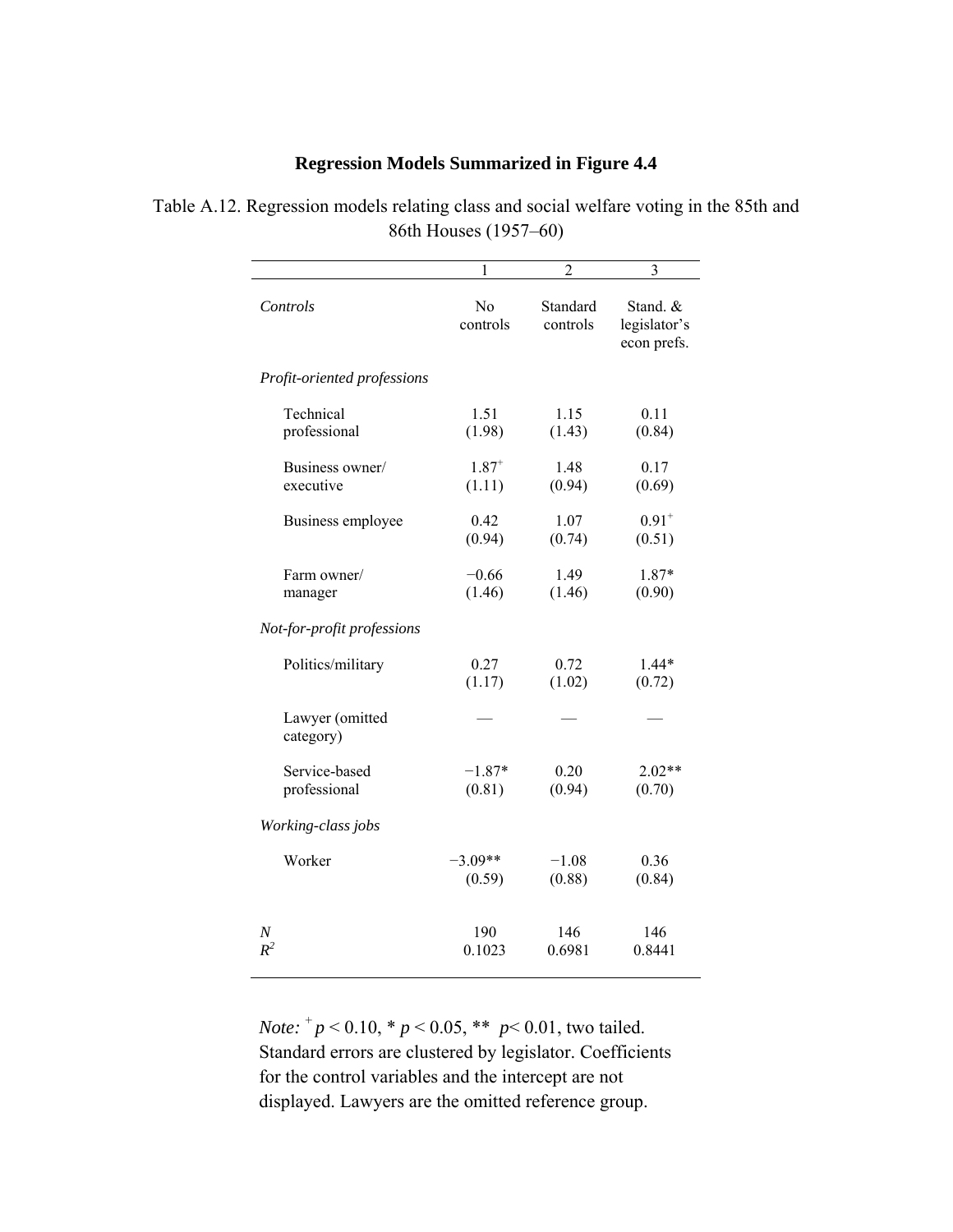## Regression Models Summarized in Figure 4.4

Table A.12. Regression models relating class and social welfare voting in the 85th and 86th Houses (1957–60)

| | 1 | 2 | 3 |
|---|---|---|---|
| *Controls* | No controls | Standard controls | Stand. & legislator's econ prefs. |
| *Profit-oriented professions* | | | |
| Technical professional | 1.51 (1.98) | 1.15 (1.43) | 0.11 (0.84) |
| Business owner/ executive | 1.87+ (1.11) | 1.48 (0.94) | 0.17 (0.69) |
| Business employee | 0.42 (0.94) | 1.07 (0.74) | 0.91+ (0.51) |
| Farm owner/ manager | −0.66 (1.46) | 1.49 (1.46) | 1.87* (0.90) |
| *Not-for-profit professions* | | | |
| Politics/military | 0.27 (1.17) | 0.72 (1.02) | 1.44* (0.72) |
| Lawyer (omitted category) | — | — | — |
| Service-based professional | −1.87* (0.81) | 0.20 (0.94) | 2.02** (0.70) |
| *Working-class jobs* | | | |
| Worker | −3.09** (0.59) | −1.08 (0.88) | 0.36 (0.84) |
| *N* | 190 | 146 | 146 |
| $R^2$ | 0.1023 | 0.6981 | 0.8441 |

*Note:* + $p < 0.10$, * $p < 0.05$, ** $p < 0.01$, two tailed. Standard errors are clustered by legislator. Coefficients for the control variables and the intercept are not displayed. Lawyers are the omitted reference group.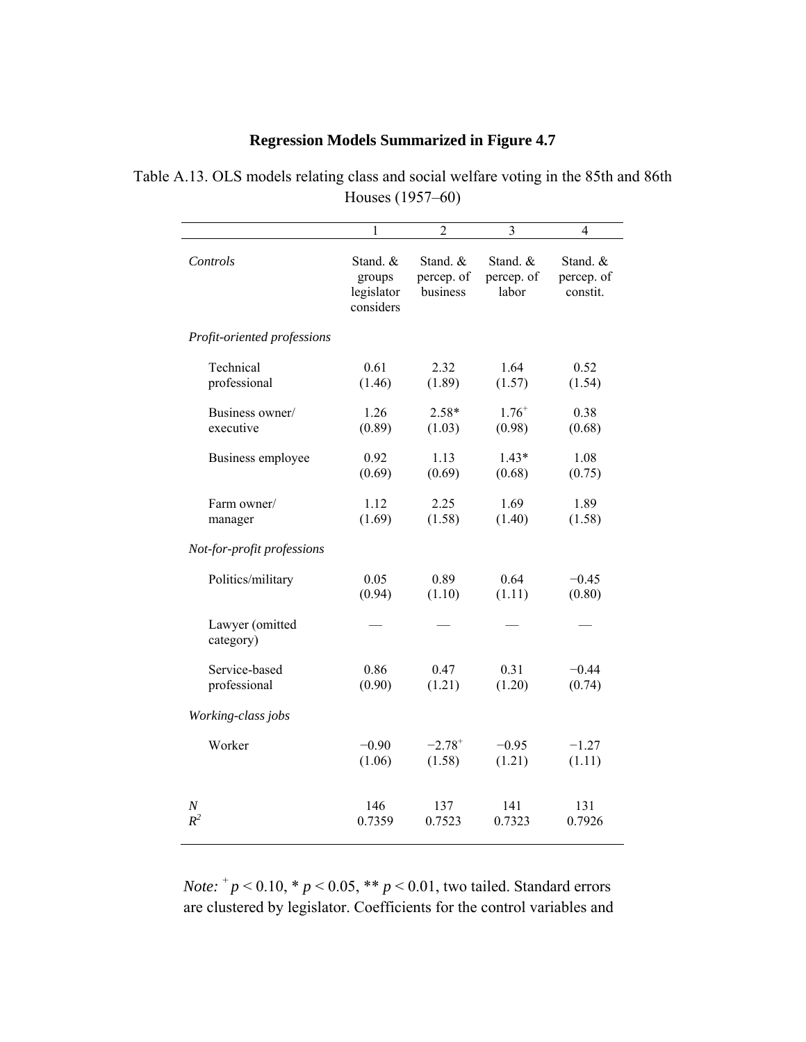## Regression Models Summarized in Figure 4.7

Table A.13. OLS models relating class and social welfare voting in the 85th and 86th Houses (1957–60)

| | 1 | 2 | 3 | 4 |
|---|---|---|---|---|
| *Controls* | Stand. & groups legislator considers | Stand. & percep. of business | Stand. & percep. of labor | Stand. & percep. of constit. |
| *Profit-oriented professions* | | | | |
| Technical professional | 0.61 (1.46) | 2.32 (1.89) | 1.64 (1.57) | 0.52 (1.54) |
| Business owner/ executive | 1.26 (0.89) | 2.58* (1.03) | 1.76$^{+}$ (0.98) | 0.38 (0.68) |
| Business employee | 0.92 (0.69) | 1.13 (0.69) | 1.43* (0.68) | 1.08 (0.75) |
| Farm owner/ manager | 1.12 (1.69) | 2.25 (1.58) | 1.69 (1.40) | 1.89 (1.58) |
| *Not-for-profit professions* | | | | |
| Politics/military | 0.05 (0.94) | 0.89 (1.10) | 0.64 (1.11) | −0.45 (0.80) |
| Lawyer (omitted category) | — | — | — | — |
| Service-based professional | 0.86 (0.90) | 0.47 (1.21) | 0.31 (1.20) | −0.44 (0.74) |
| *Working-class jobs* | | | | |
| Worker | −0.90 (1.06) | −2.78$^{+}$ (1.58) | −0.95 (1.21) | −1.27 (1.11) |
| $N$ | 146 | 137 | 141 | 131 |
| $R^2$ | 0.7359 | 0.7523 | 0.7323 | 0.7926 |

*Note:* $^{+}$ $p < 0.10$, * $p < 0.05$, ** $p < 0.01$, two tailed. Standard errors are clustered by legislator. Coefficients for the control variables and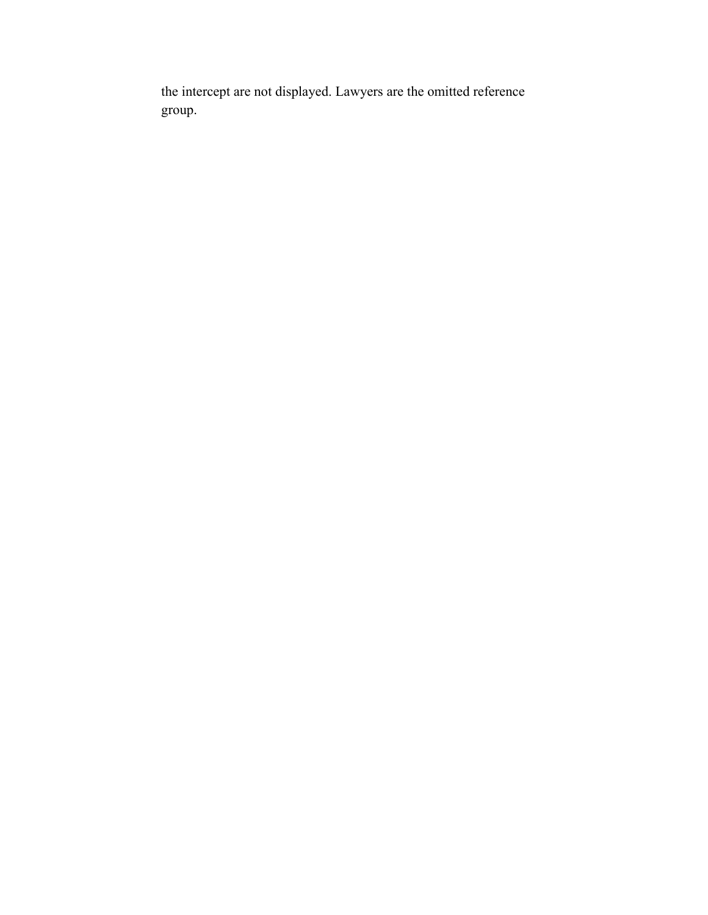the intercept are not displayed. Lawyers are the omitted reference group.